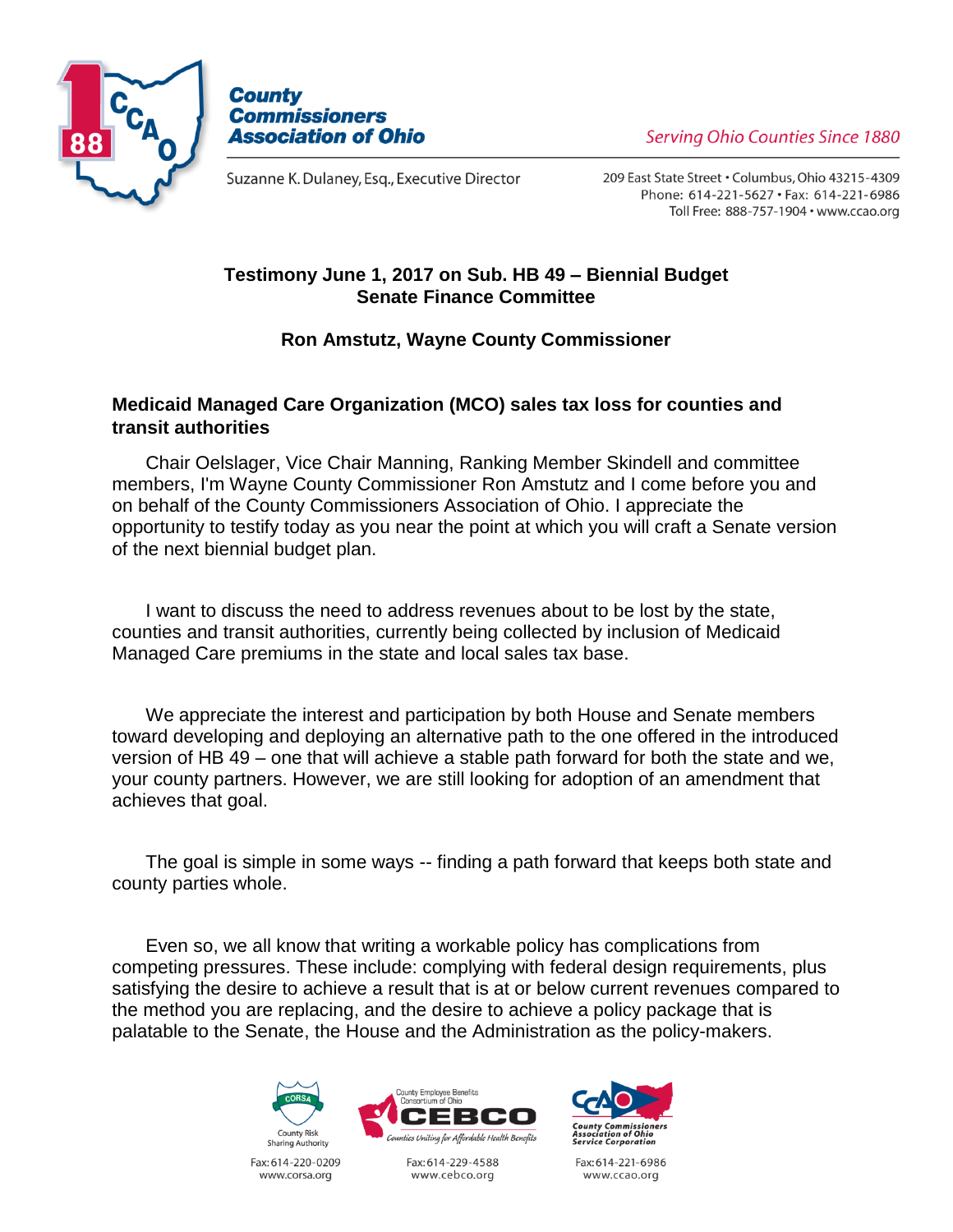**County Commissioners Association of Ohio**

*Serving Ohio Counties Since 1880*

Suzanne K. Dulaney, Esq., Executive Director

209 East State Street • Columbus, Ohio 43215-4309
Phone: 614-221-5627 • Fax: 614-221-6986
Toll Free: 888-757-1904 • www.ccao.org

## Testimony June 1, 2017 on Sub. HB 49 – Biennial Budget
## Senate Finance Committee

### Ron Amstutz, Wayne County Commissioner

### Medicaid Managed Care Organization (MCO) sales tax loss for counties and transit authorities

Chair Oelslager, Vice Chair Manning, Ranking Member Skindell and committee members, I'm Wayne County Commissioner Ron Amstutz and I come before you and on behalf of the County Commissioners Association of Ohio. I appreciate the opportunity to testify today as you near the point at which you will craft a Senate version of the next biennial budget plan.

I want to discuss the need to address revenues about to be lost by the state, counties and transit authorities, currently being collected by inclusion of Medicaid Managed Care premiums in the state and local sales tax base.

We appreciate the interest and participation by both House and Senate members toward developing and deploying an alternative path to the one offered in the introduced version of HB 49 – one that will achieve a stable path forward for both the state and we, your county partners. However, we are still looking for adoption of an amendment that achieves that goal.

The goal is simple in some ways -- finding a path forward that keeps both state and county parties whole.

Even so, we all know that writing a workable policy has complications from competing pressures. These include: complying with federal design requirements, plus satisfying the desire to achieve a result that is at or below current revenues compared to the method you are replacing, and the desire to achieve a policy package that is palatable to the Senate, the House and the Administration as the policy-makers.

CORSA County Risk Sharing Authority — Fax: 614-220-0209 www.corsa.org

County Employee Benefits Consortium of Ohio CEBCO *Counties Uniting for Affordable Health Benefits* — Fax: 614-229-4588 www.cebco.org

CCAO County Commissioners Association of Ohio Service Corporation — Fax: 614-221-6986 www.ccao.org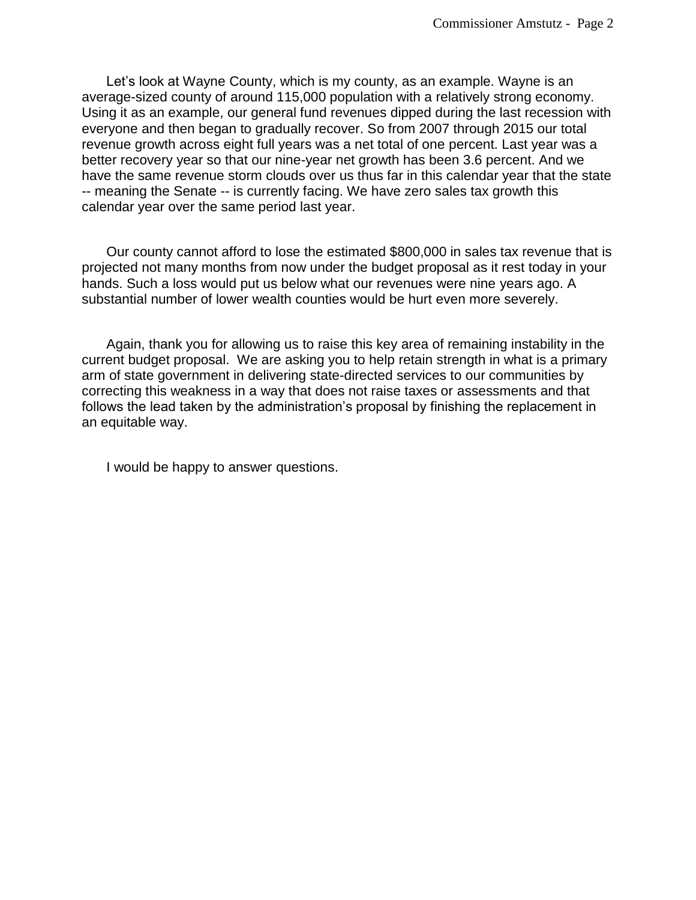Let's look at Wayne County, which is my county, as an example. Wayne is an average-sized county of around 115,000 population with a relatively strong economy. Using it as an example, our general fund revenues dipped during the last recession with everyone and then began to gradually recover. So from 2007 through 2015 our total revenue growth across eight full years was a net total of one percent. Last year was a better recovery year so that our nine-year net growth has been 3.6 percent. And we have the same revenue storm clouds over us thus far in this calendar year that the state -- meaning the Senate -- is currently facing. We have zero sales tax growth this calendar year over the same period last year.

Our county cannot afford to lose the estimated $800,000 in sales tax revenue that is projected not many months from now under the budget proposal as it rest today in your hands. Such a loss would put us below what our revenues were nine years ago. A substantial number of lower wealth counties would be hurt even more severely.

Again, thank you for allowing us to raise this key area of remaining instability in the current budget proposal. We are asking you to help retain strength in what is a primary arm of state government in delivering state-directed services to our communities by correcting this weakness in a way that does not raise taxes or assessments and that follows the lead taken by the administration's proposal by finishing the replacement in an equitable way.

I would be happy to answer questions.